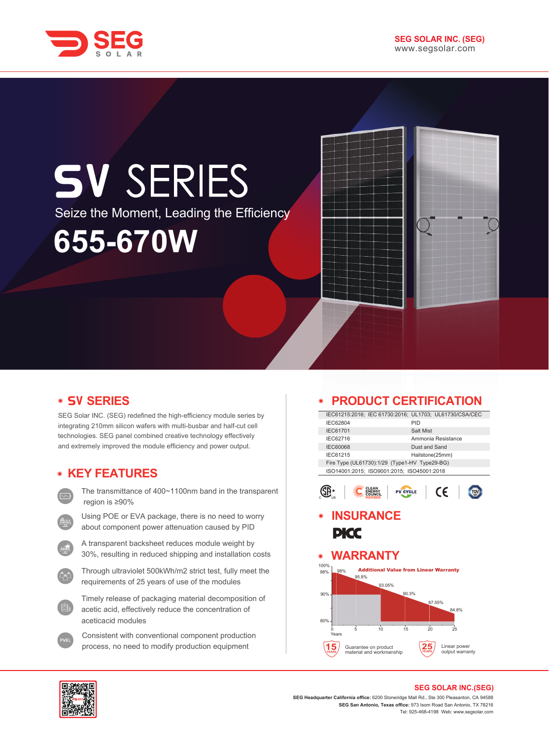SEG SOLAR

SEG SOLAR INC. (SEG)
www.segsolar.com

# SV SERIES

Seize the Moment, Leading the Efficiency

**655-670W**

## SV SERIES

SEG Solar INC. (SEG) redefined the high-efficiency module series by integrating 210mm silicon wafers with multi-busbar and half-cut cell technologies. SEG panel combined creative technology effectively and extremely improved the module efficiency and power output.

## KEY FEATURES

- The transmittance of 400~1100nm band in the transparent region is ≥90%
- Using POE or EVA package, there is no need to worry about component power attenuation caused by PID
- A transparent backsheet reduces module weight by 30%, resulting in reduced shipping and installation costs
- Through ultraviolet 500kWh/m2 strict test, fully meet the requirements of 25 years of use of the modules
- Timely release of packaging material decomposition of acetic acid, effectively reduce the concentration of aceticacid modules
- Consistent with conventional component production process, no need to modify production equipment

## PRODUCT CERTIFICATION

| | |
|---|---|
| IEC61215:2016; IEC 61730:2016; UL1703; UL61730/CSA/CEC | |
| IEC62804 | PID |
| IEC61701 | Salt Mist |
| IEC62716 | Ammonia Resistance |
| IEC60068 | Dust and Sand |
| IEC61215 | Hailstone(25mm) |
| Fire Type (UL61730):1/29 (Type1-HV Type29-BG) | |
| ISO14001:2015; ISO9001:2015; ISO45001:2018 | |

## INSURANCE

PICC

## WARRANTY

Additional Value from Linear Warranty

| Years | 0 | 1 | 5 | 10 | 15 | 20 | 25 |
|---|---|---|---|---|---|---|---|
| Power | 100% | 98% | 95.8% | 93.05% | 90.3% | 87.55% | 84.8% |

15 YEARS — Guarantee on product material and workmanship

25 YEARS — Linear power output warranty

**SEG SOLAR INC.(SEG)**

**SEG Headquarter California office:** 6200 Stoneridge Mall Rd., Ste 300 Pleasanton, CA 94588

**SEG San Antonio, Texas office:** 973 Isom Road San Antonio, TX 78216

Tel: 925-468-4198 Web: www.segsolar.com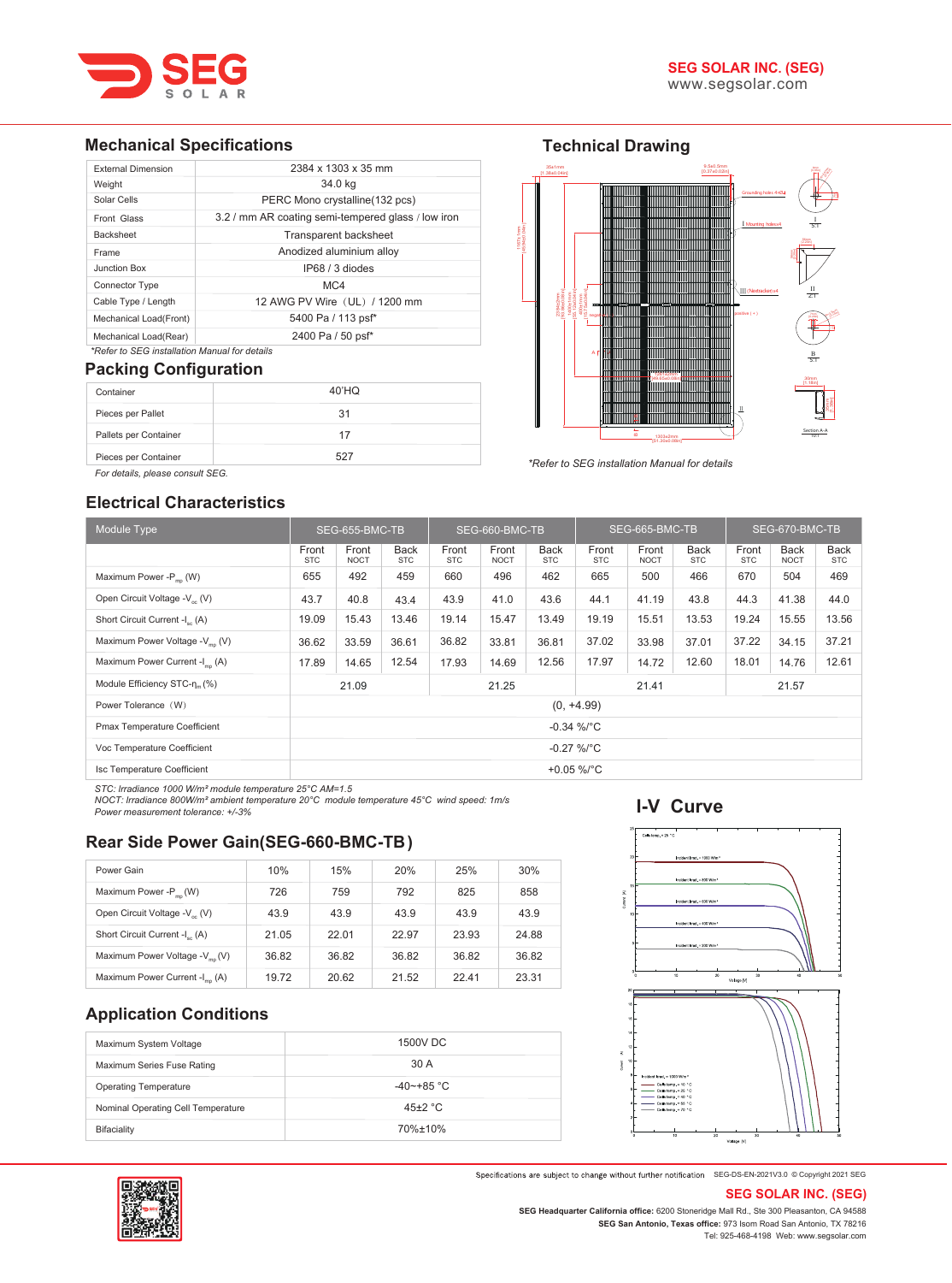**SEG SOLAR INC. (SEG)**
www.segsolar.com

## Mechanical Specifications

| | |
|---|---|
| External Dimension | 2384 x 1303 x 35 mm |
| Weight | 34.0 kg |
| Solar Cells | PERC Mono crystalline(132 pcs) |
| Front Glass | 3.2 / mm AR coating semi-tempered glass / low iron |
| Backsheet | Transparent backsheet |
| Frame | Anodized aluminium alloy |
| Junction Box | IP68 / 3 diodes |
| Connector Type | MC4 |
| Cable Type / Length | 12 AWG PV Wire（UL）/ 1200 mm |
| Mechanical Load(Front) | 5400 Pa / 113 psf* |
| Mechanical Load(Rear) | 2400 Pa / 50 psf* |

*Refer to SEG installation Manual for details*

## Packing Configuration

| | |
|---|---|
| Container | 40'HQ |
| Pieces per Pallet | 31 |
| Pallets per Container | 17 |
| Pieces per Container | 527 |

*For details, please consult SEG.*

## Technical Drawing

*Refer to SEG installation Manual for details

## Electrical Characteristics

| Module Type | SEG-655-BMC-TB | | | SEG-660-BMC-TB | | | SEG-665-BMC-TB | | | SEG-670-BMC-TB | | |
|---|---|---|---|---|---|---|---|---|---|---|---|---|
| | Front STC | Front NOCT | Back STC | Front STC | Front NOCT | Back STC | Front STC | Front NOCT | Back STC | Front STC | Back NOCT | Back STC |
| Maximum Power -$P_{mp}$ (W) | 655 | 492 | 459 | 660 | 496 | 462 | 665 | 500 | 466 | 670 | 504 | 469 |
| Open Circuit Voltage -$V_{oc}$ (V) | 43.7 | 40.8 | 43.4 | 43.9 | 41.0 | 43.6 | 44.1 | 41.19 | 43.8 | 44.3 | 41.38 | 44.0 |
| Short Circuit Current -$I_{sc}$ (A) | 19.09 | 15.43 | 13.46 | 19.14 | 15.47 | 13.49 | 19.19 | 15.51 | 13.53 | 19.24 | 15.55 | 13.56 |
| Maximum Power Voltage -$V_{mp}$ (V) | 36.62 | 33.59 | 36.61 | 36.82 | 33.81 | 36.81 | 37.02 | 33.98 | 37.01 | 37.22 | 34.15 | 37.21 |
| Maximum Power Current -$I_{mp}$ (A) | 17.89 | 14.65 | 12.54 | 17.93 | 14.69 | 12.56 | 17.97 | 14.72 | 12.60 | 18.01 | 14.76 | 12.61 |
| Module Efficiency STC-$\eta_m$ (%) | 21.09 | | | 21.25 | | | 21.41 | | | 21.57 | | |
| Power Tolerance（W） | (0, +4.99) | | | | | | | | | | | |
| Pmax Temperature Coefficient | -0.34 %/°C | | | | | | | | | | | |
| Voc Temperature Coefficient | -0.27 %/°C | | | | | | | | | | | |
| Isc Temperature Coefficient | +0.05 %/°C | | | | | | | | | | | |

*STC: Irradiance 1000 W/m² module temperature 25°C AM=1.5*
*NOCT: Irradiance 800W/m² ambient temperature 20°C module temperature 45°C wind speed: 1m/s*
*Power measurement tolerance: +/-3%*

## Rear Side Power Gain(SEG-660-BMC-TB)

| Power Gain | 10% | 15% | 20% | 25% | 30% |
|---|---|---|---|---|---|
| Maximum Power -$P_{mp}$ (W) | 726 | 759 | 792 | 825 | 858 |
| Open Circuit Voltage -$V_{oc}$ (V) | 43.9 | 43.9 | 43.9 | 43.9 | 43.9 |
| Short Circuit Current -$I_{sc}$ (A) | 21.05 | 22.01 | 22.97 | 23.93 | 24.88 |
| Maximum Power Voltage -$V_{mp}$ (V) | 36.82 | 36.82 | 36.82 | 36.82 | 36.82 |
| Maximum Power Current -$I_{mp}$ (A) | 19.72 | 20.62 | 21.52 | 22.41 | 23.31 |

## I-V Curve

## Application Conditions

| | |
|---|---|
| Maximum System Voltage | 1500V DC |
| Maximum Series Fuse Rating | 30 A |
| Operating Temperature | -40~+85 °C |
| Nominal Operating Cell Temperature | 45±2 °C |
| Bifaciality | 70%±10% |

Specifications are subject to change without further notification SEG-DS-EN-2021V3.0 © Copyright 2021 SEG

**SEG SOLAR INC. (SEG)**
**SEG Headquarter California office:** 6200 Stoneridge Mall Rd., Ste 300 Pleasanton, CA 94588
**SEG San Antonio, Texas office:** 973 Isom Road San Antonio, TX 78216
Tel: 925-468-4198 Web: www.segsolar.com